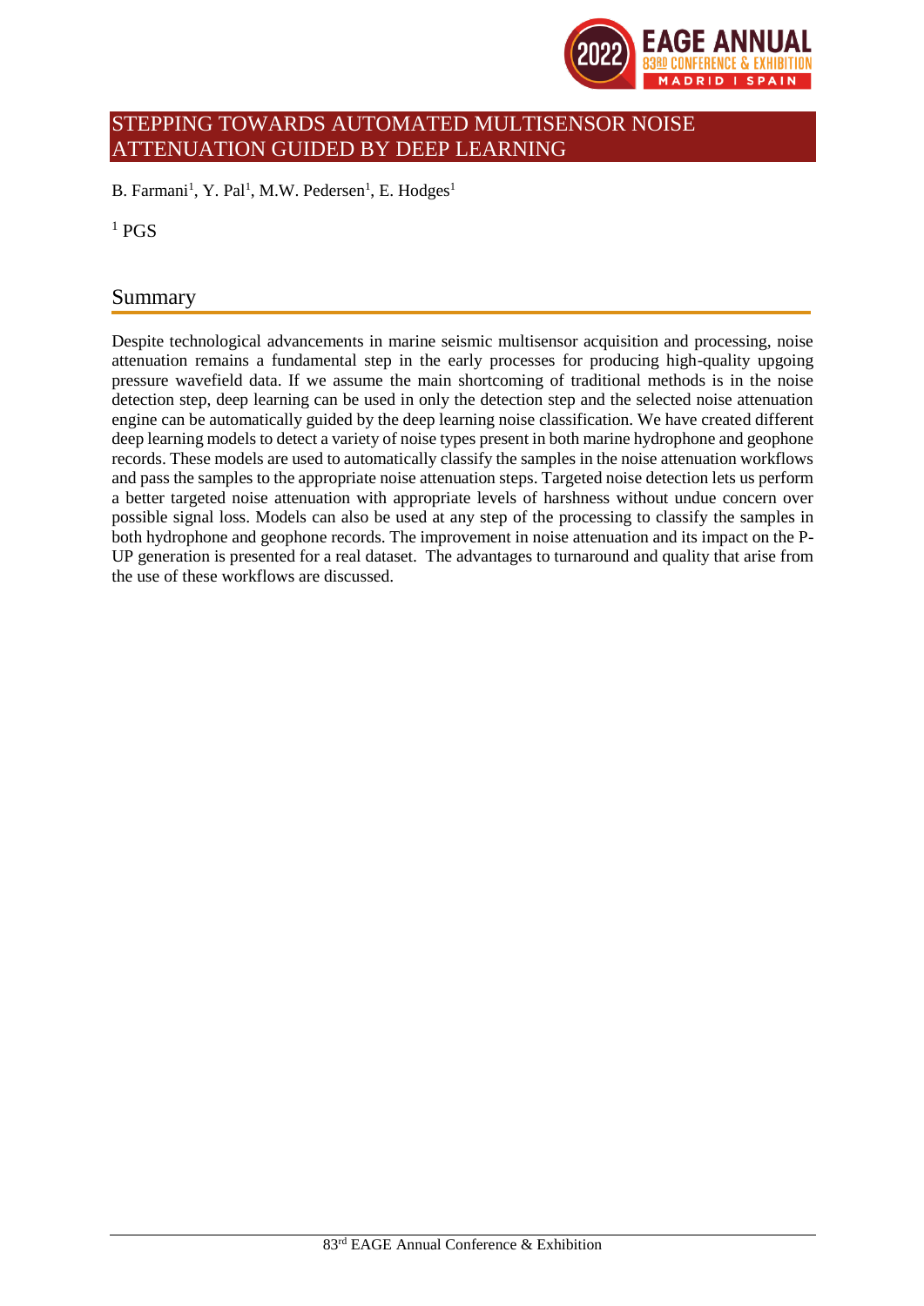# STEPPING TOWARDS AUTOMATED MULTISENSOR NOISE ATTENUATION GUIDED BY DEEP LEARNING

B. Farmani[1], Y. Pal[1], M.W. Pedersen[1], E. Hodges[1]

[1] PGS

## Summary

Despite technological advancements in marine seismic multisensor acquisition and processing, noise attenuation remains a fundamental step in the early processes for producing high-quality upgoing pressure wavefield data. If we assume the main shortcoming of traditional methods is in the noise detection step, deep learning can be used in only the detection step and the selected noise attenuation engine can be automatically guided by the deep learning noise classification. We have created different deep learning models to detect a variety of noise types present in both marine hydrophone and geophone records. These models are used to automatically classify the samples in the noise attenuation workflows and pass the samples to the appropriate noise attenuation steps. Targeted noise detection lets us perform a better targeted noise attenuation with appropriate levels of harshness without undue concern over possible signal loss. Models can also be used at any step of the processing to classify the samples in both hydrophone and geophone records. The improvement in noise attenuation and its impact on the P-UP generation is presented for a real dataset. The advantages to turnaround and quality that arise from the use of these workflows are discussed.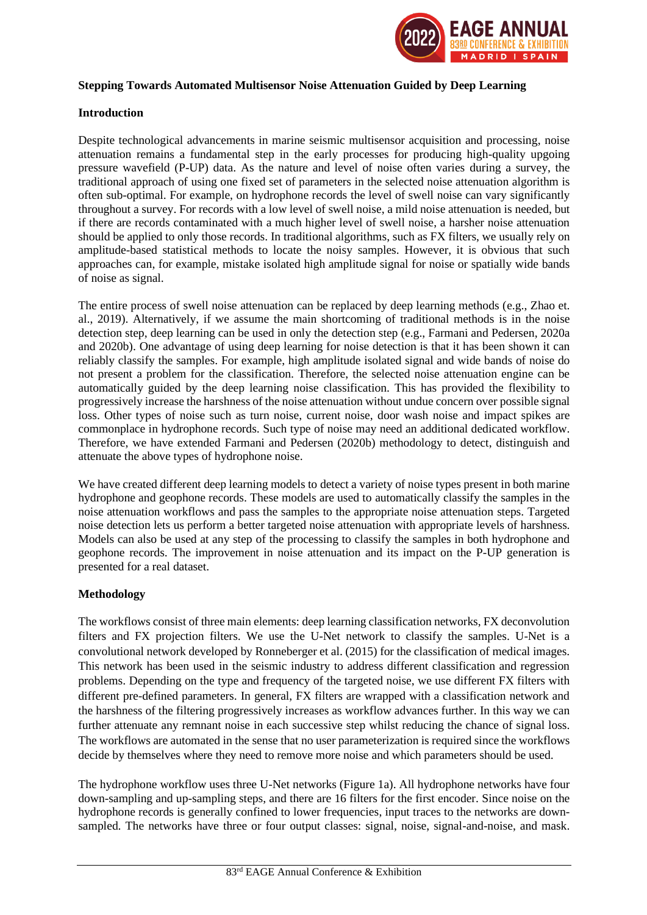**Stepping Towards Automated Multisensor Noise Attenuation Guided by Deep Learning**

## Introduction

Despite technological advancements in marine seismic multisensor acquisition and processing, noise attenuation remains a fundamental step in the early processes for producing high-quality upgoing pressure wavefield (P-UP) data. As the nature and level of noise often varies during a survey, the traditional approach of using one fixed set of parameters in the selected noise attenuation algorithm is often sub-optimal. For example, on hydrophone records the level of swell noise can vary significantly throughout a survey. For records with a low level of swell noise, a mild noise attenuation is needed, but if there are records contaminated with a much higher level of swell noise, a harsher noise attenuation should be applied to only those records. In traditional algorithms, such as FX filters, we usually rely on amplitude-based statistical methods to locate the noisy samples. However, it is obvious that such approaches can, for example, mistake isolated high amplitude signal for noise or spatially wide bands of noise as signal.

The entire process of swell noise attenuation can be replaced by deep learning methods (e.g., Zhao et. al., 2019). Alternatively, if we assume the main shortcoming of traditional methods is in the noise detection step, deep learning can be used in only the detection step (e.g., Farmani and Pedersen, 2020a and 2020b). One advantage of using deep learning for noise detection is that it has been shown it can reliably classify the samples. For example, high amplitude isolated signal and wide bands of noise do not present a problem for the classification. Therefore, the selected noise attenuation engine can be automatically guided by the deep learning noise classification. This has provided the flexibility to progressively increase the harshness of the noise attenuation without undue concern over possible signal loss. Other types of noise such as turn noise, current noise, door wash noise and impact spikes are commonplace in hydrophone records. Such type of noise may need an additional dedicated workflow. Therefore, we have extended Farmani and Pedersen (2020b) methodology to detect, distinguish and attenuate the above types of hydrophone noise.

We have created different deep learning models to detect a variety of noise types present in both marine hydrophone and geophone records. These models are used to automatically classify the samples in the noise attenuation workflows and pass the samples to the appropriate noise attenuation steps. Targeted noise detection lets us perform a better targeted noise attenuation with appropriate levels of harshness. Models can also be used at any step of the processing to classify the samples in both hydrophone and geophone records. The improvement in noise attenuation and its impact on the P-UP generation is presented for a real dataset.

## Methodology

The workflows consist of three main elements: deep learning classification networks, FX deconvolution filters and FX projection filters. We use the U-Net network to classify the samples. U-Net is a convolutional network developed by Ronneberger et al. (2015) for the classification of medical images. This network has been used in the seismic industry to address different classification and regression problems. Depending on the type and frequency of the targeted noise, we use different FX filters with different pre-defined parameters. In general, FX filters are wrapped with a classification network and the harshness of the filtering progressively increases as workflow advances further. In this way we can further attenuate any remnant noise in each successive step whilst reducing the chance of signal loss. The workflows are automated in the sense that no user parameterization is required since the workflows decide by themselves where they need to remove more noise and which parameters should be used.

The hydrophone workflow uses three U-Net networks (Figure 1a). All hydrophone networks have four down-sampling and up-sampling steps, and there are 16 filters for the first encoder. Since noise on the hydrophone records is generally confined to lower frequencies, input traces to the networks are down-sampled. The networks have three or four output classes: signal, noise, signal-and-noise, and mask.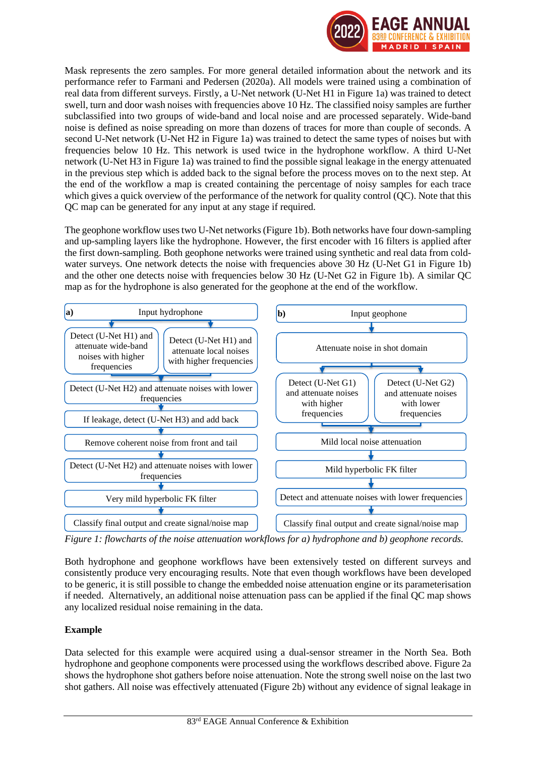Mask represents the zero samples. For more general detailed information about the network and its performance refer to Farmani and Pedersen (2020a). All models were trained using a combination of real data from different surveys. Firstly, a U-Net network (U-Net H1 in Figure 1a) was trained to detect swell, turn and door wash noises with frequencies above 10 Hz. The classified noisy samples are further subclassified into two groups of wide-band and local noise and are processed separately. Wide-band noise is defined as noise spreading on more than dozens of traces for more than couple of seconds. A second U-Net network (U-Net H2 in Figure 1a) was trained to detect the same types of noises but with frequencies below 10 Hz. This network is used twice in the hydrophone workflow. A third U-Net network (U-Net H3 in Figure 1a) was trained to find the possible signal leakage in the energy attenuated in the previous step which is added back to the signal before the process moves on to the next step. At the end of the workflow a map is created containing the percentage of noisy samples for each trace which gives a quick overview of the performance of the network for quality control (QC). Note that this QC map can be generated for any input at any stage if required.

The geophone workflow uses two U-Net networks (Figure 1b). Both networks have four down-sampling and up-sampling layers like the hydrophone. However, the first encoder with 16 filters is applied after the first down-sampling. Both geophone networks were trained using synthetic and real data from cold-water surveys. One network detects the noise with frequencies above 30 Hz (U-Net G1 in Figure 1b) and the other one detects noise with frequencies below 30 Hz (U-Net G2 in Figure 1b). A similar QC map as for the hydrophone is also generated for the geophone at the end of the workflow.

**a)** Input hydrophone
- Detect (U-Net H1) and attenuate wide-band noises with higher frequencies | Detect (U-Net H1) and attenuate local noises with higher frequencies
- Detect (U-Net H2) and attenuate noises with lower frequencies
- If leakage, detect (U-Net H3) and add back
- Remove coherent noise from front and tail
- Detect (U-Net H2) and attenuate noises with lower frequencies
- Very mild hyperbolic FK filter
- Classify final output and create signal/noise map

**b)** Input geophone
- Attenuate noise in shot domain
- Detect (U-Net G1) and attenuate noises with higher frequencies | Detect (U-Net G2) and attenuate noises with lower frequencies
- Mild local noise attenuation
- Mild hyperbolic FK filter
- Detect and attenuate noises with lower frequencies
- Classify final output and create signal/noise map

*Figure 1: flowcharts of the noise attenuation workflows for a) hydrophone and b) geophone records.*

Both hydrophone and geophone workflows have been extensively tested on different surveys and consistently produce very encouraging results. Note that even though workflows have been developed to be generic, it is still possible to change the embedded noise attenuation engine or its parameterisation if needed. Alternatively, an additional noise attenuation pass can be applied if the final QC map shows any localized residual noise remaining in the data.

## Example

Data selected for this example were acquired using a dual-sensor streamer in the North Sea. Both hydrophone and geophone components were processed using the workflows described above. Figure 2a shows the hydrophone shot gathers before noise attenuation. Note the strong swell noise on the last two shot gathers. All noise was effectively attenuated (Figure 2b) without any evidence of signal leakage in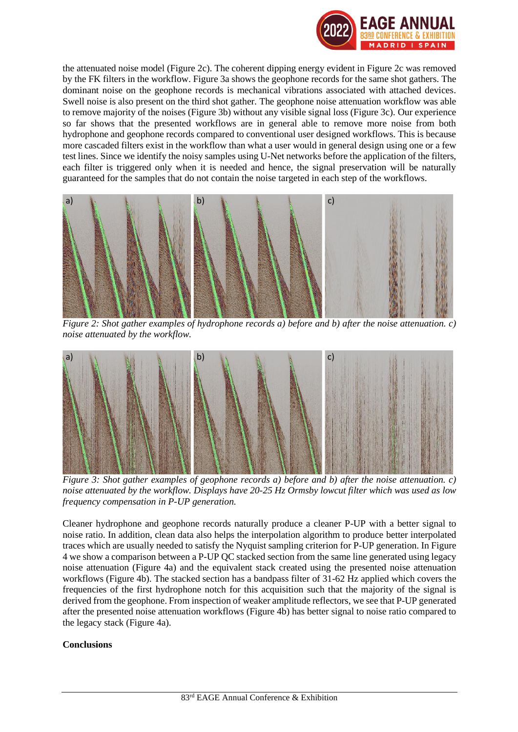the attenuated noise model (Figure 2c). The coherent dipping energy evident in Figure 2c was removed by the FK filters in the workflow. Figure 3a shows the geophone records for the same shot gathers. The dominant noise on the geophone records is mechanical vibrations associated with attached devices. Swell noise is also present on the third shot gather. The geophone noise attenuation workflow was able to remove majority of the noises (Figure 3b) without any visible signal loss (Figure 3c). Our experience so far shows that the presented workflows are in general able to remove more noise from both hydrophone and geophone records compared to conventional user designed workflows. This is because more cascaded filters exist in the workflow than what a user would in general design using one or a few test lines. Since we identify the noisy samples using U-Net networks before the application of the filters, each filter is triggered only when it is needed and hence, the signal preservation will be naturally guaranteed for the samples that do not contain the noise targeted in each step of the workflows.

*Figure 2: Shot gather examples of hydrophone records a) before and b) after the noise attenuation. c) noise attenuated by the workflow.*

*Figure 3: Shot gather examples of geophone records a) before and b) after the noise attenuation. c) noise attenuated by the workflow. Displays have 20-25 Hz Ormsby lowcut filter which was used as low frequency compensation in P-UP generation.*

Cleaner hydrophone and geophone records naturally produce a cleaner P-UP with a better signal to noise ratio. In addition, clean data also helps the interpolation algorithm to produce better interpolated traces which are usually needed to satisfy the Nyquist sampling criterion for P-UP generation. In Figure 4 we show a comparison between a P-UP QC stacked section from the same line generated using legacy noise attenuation (Figure 4a) and the equivalent stack created using the presented noise attenuation workflows (Figure 4b). The stacked section has a bandpass filter of 31-62 Hz applied which covers the frequencies of the first hydrophone notch for this acquisition such that the majority of the signal is derived from the geophone. From inspection of weaker amplitude reflectors, we see that P-UP generated after the presented noise attenuation workflows (Figure 4b) has better signal to noise ratio compared to the legacy stack (Figure 4a).

**Conclusions**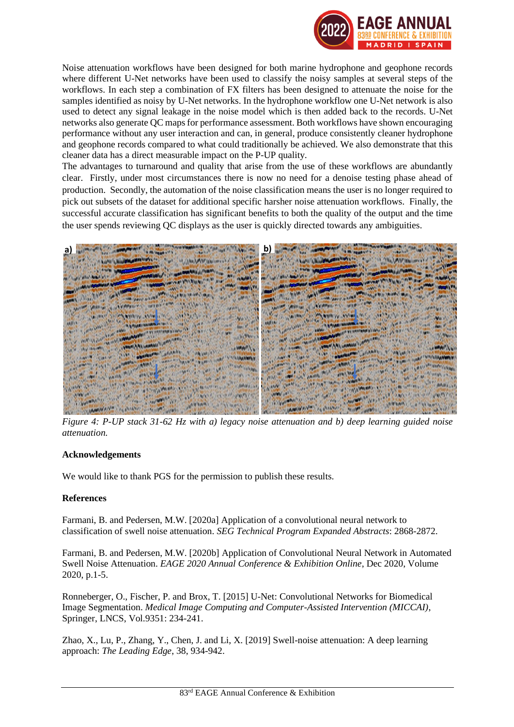Noise attenuation workflows have been designed for both marine hydrophone and geophone records where different U-Net networks have been used to classify the noisy samples at several steps of the workflows. In each step a combination of FX filters has been designed to attenuate the noise for the samples identified as noisy by U-Net networks. In the hydrophone workflow one U-Net network is also used to detect any signal leakage in the noise model which is then added back to the records. U-Net networks also generate QC maps for performance assessment. Both workflows have shown encouraging performance without any user interaction and can, in general, produce consistently cleaner hydrophone and geophone records compared to what could traditionally be achieved. We also demonstrate that this cleaner data has a direct measurable impact on the P-UP quality.

The advantages to turnaround and quality that arise from the use of these workflows are abundantly clear. Firstly, under most circumstances there is now no need for a denoise testing phase ahead of production. Secondly, the automation of the noise classification means the user is no longer required to pick out subsets of the dataset for additional specific harsher noise attenuation workflows. Finally, the successful accurate classification has significant benefits to both the quality of the output and the time the user spends reviewing QC displays as the user is quickly directed towards any ambiguities.

a)

b)

*Figure 4: P-UP stack 31-62 Hz with a) legacy noise attenuation and b) deep learning guided noise attenuation.*

## Acknowledgements

We would like to thank PGS for the permission to publish these results.

## References

Farmani, B. and Pedersen, M.W. [2020a] Application of a convolutional neural network to classification of swell noise attenuation. *SEG Technical Program Expanded Abstracts*: 2868-2872.

Farmani, B. and Pedersen, M.W. [2020b] Application of Convolutional Neural Network in Automated Swell Noise Attenuation. *EAGE 2020 Annual Conference & Exhibition Online*, Dec 2020, Volume 2020, p.1-5.

Ronneberger, O., Fischer, P. and Brox, T. [2015] U-Net: Convolutional Networks for Biomedical Image Segmentation. *Medical Image Computing and Computer-Assisted Intervention (MICCAI)*, Springer, LNCS, Vol.9351: 234-241.

Zhao, X., Lu, P., Zhang, Y., Chen, J. and Li, X. [2019] Swell-noise attenuation: A deep learning approach: *The Leading Edge*, 38, 934-942.